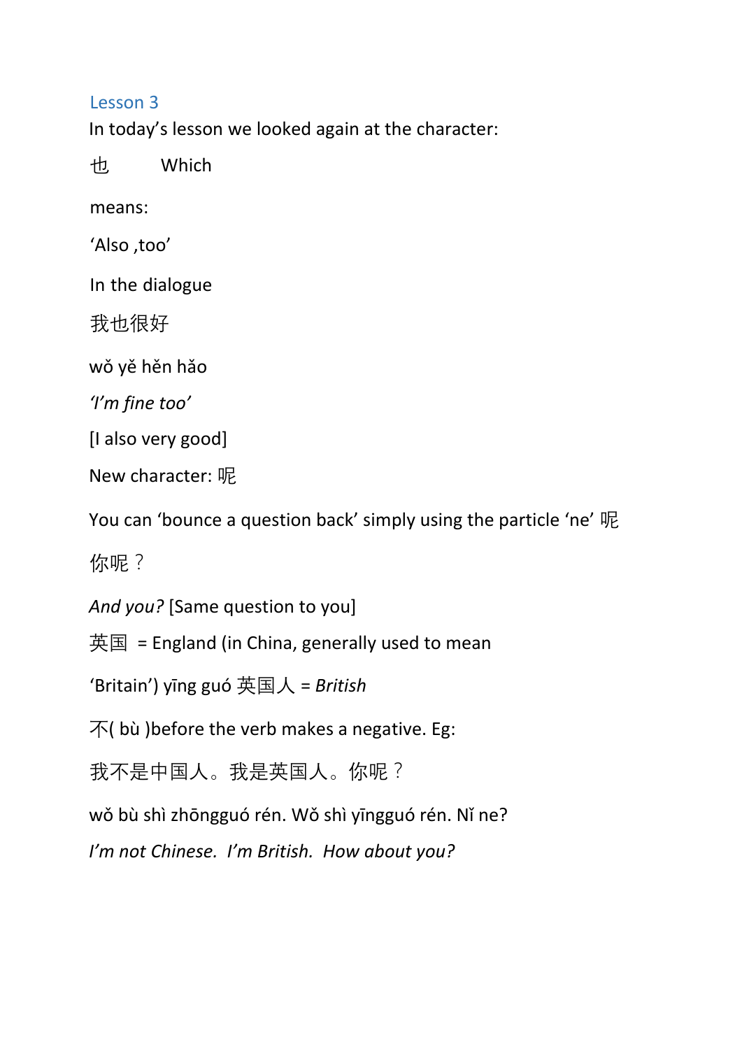## Lesson 3

In today's lesson we looked again at the character:

也 Which

means:

'Also ,too'

In the dialogue

我也很好

wǒ yě hěn hǎo

*'I'm fine too'*

[I also very good]

New character: 呢

You can 'bounce a question back' simply using the particle 'ne' 呢

你呢？

*And you?* [Same question to you]

英国 = England (in China, generally used to mean

'Britain') yīng guó 英国人 = *British*

不( bù )before the verb makes a negative. Eg:

我不是中国人。我是英国人。你呢？

wǒ bù shì zhōngguó rén. Wǒ shì yīngguó rén. Nǐ ne?

*I'm not Chinese. I'm British. How about you?*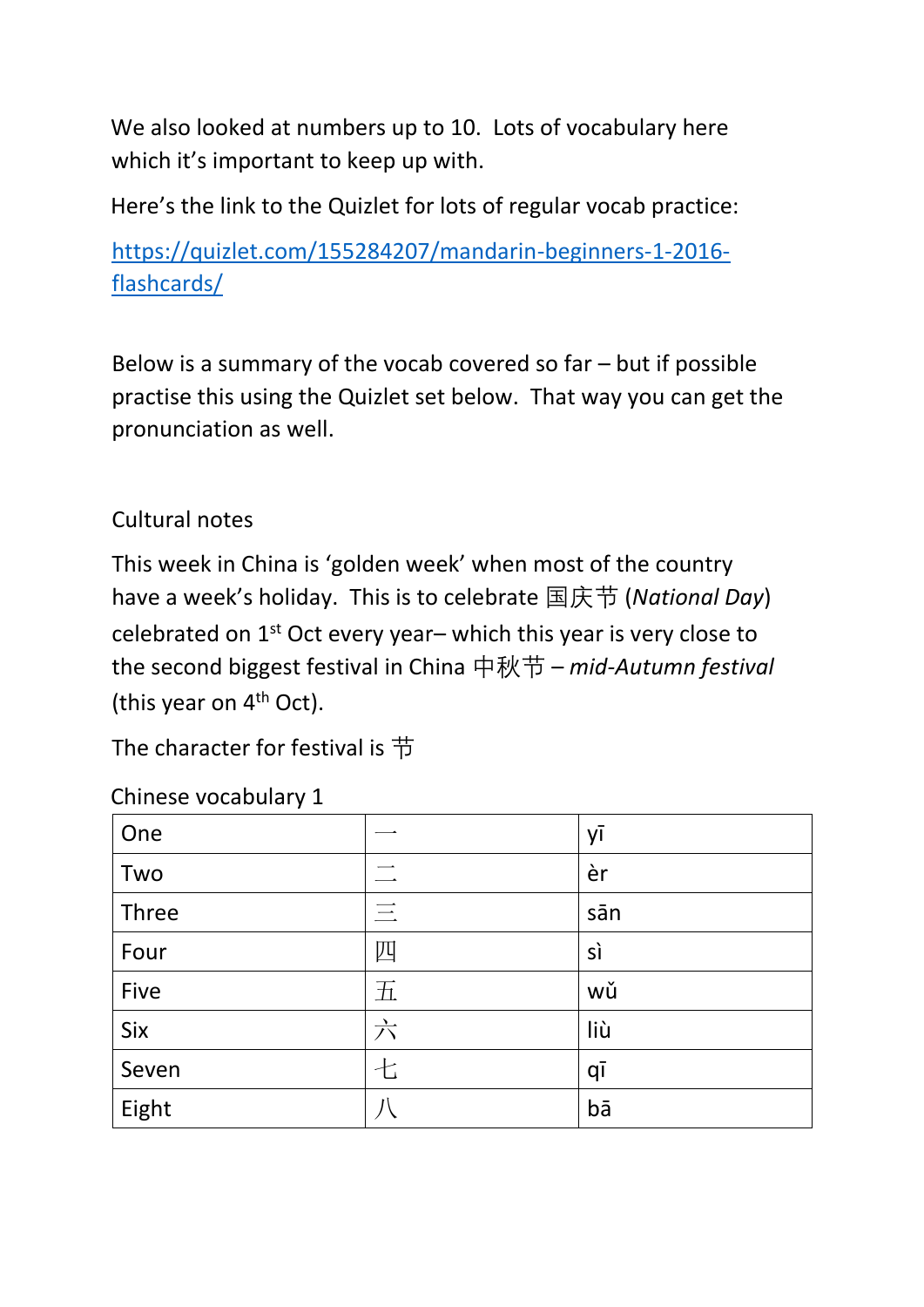We also looked at numbers up to 10. Lots of vocabulary here which it's important to keep up with.

Here's the link to the Quizlet for lots of regular vocab practice:

https://quizlet.com/155284207/mandarin-beginners-1-2016-flashcards/

Below is a summary of the vocab covered so far – but if possible practise this using the Quizlet set below. That way you can get the pronunciation as well.

Cultural notes

This week in China is 'golden week' when most of the country have a week's holiday. This is to celebrate 国庆节 (*National Day*) celebrated on 1st Oct every year– which this year is very close to the second biggest festival in China 中秋节 – *mid-Autumn festival* (this year on 4th Oct).

The character for festival is 节

Chinese vocabulary 1

| One | 一 | yī |
|---|---|---|
| Two | 二 | èr |
| Three | 三 | sān |
| Four | 四 | sì |
| Five | 五 | wǔ |
| Six | 六 | liù |
| Seven | 七 | qī |
| Eight | 八 | bā |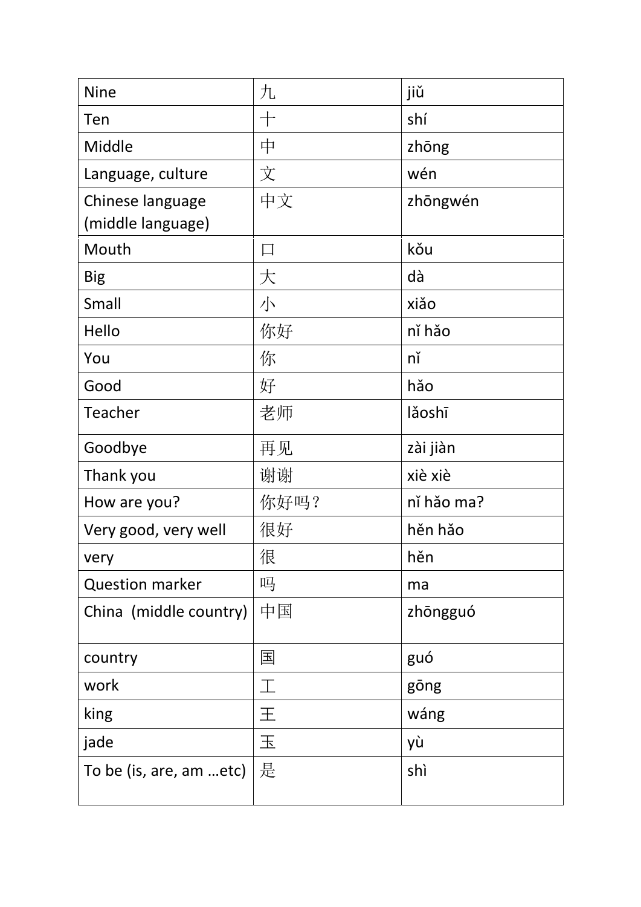| Nine | 九 | jiǔ |
| --- | --- | --- |
| Ten | 十 | shí |
| Middle | 中 | zhōng |
| Language, culture | 文 | wén |
| Chinese language (middle language) | 中文 | zhōngwén |
| Mouth | 口 | kǒu |
| Big | 大 | dà |
| Small | 小 | xiǎo |
| Hello | 你好 | nǐ hǎo |
| You | 你 | nǐ |
| Good | 好 | hǎo |
| Teacher | 老师 | lǎoshī |
| Goodbye | 再见 | zài jiàn |
| Thank you | 谢谢 | xiè xiè |
| How are you? | 你好吗？ | nǐ hǎo ma? |
| Very good, very well | 很好 | hěn hǎo |
| very | 很 | hěn |
| Question marker | 吗 | ma |
| China (middle country) | 中国 | zhōngguó |
| country | 国 | guó |
| work | 工 | gōng |
| king | 王 | wáng |
| jade | 玉 | yù |
| To be (is, are, am …etc) | 是 | shì |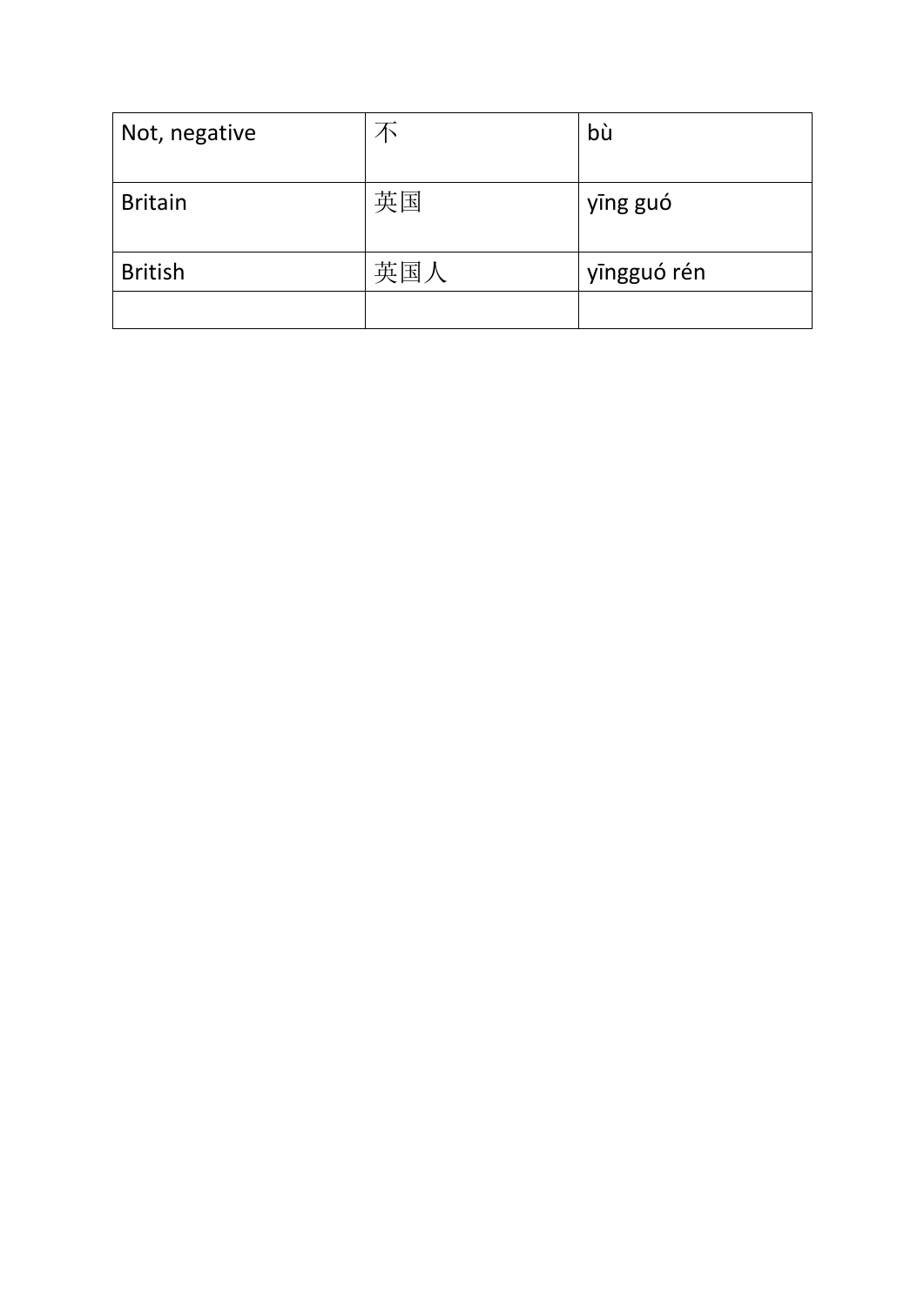| | | |
|---|---|---|
| Not, negative | 不 | bù |
| Britain | 英国 | yīng guó |
| British | 英国人 | yīngguó rén |
| | | |